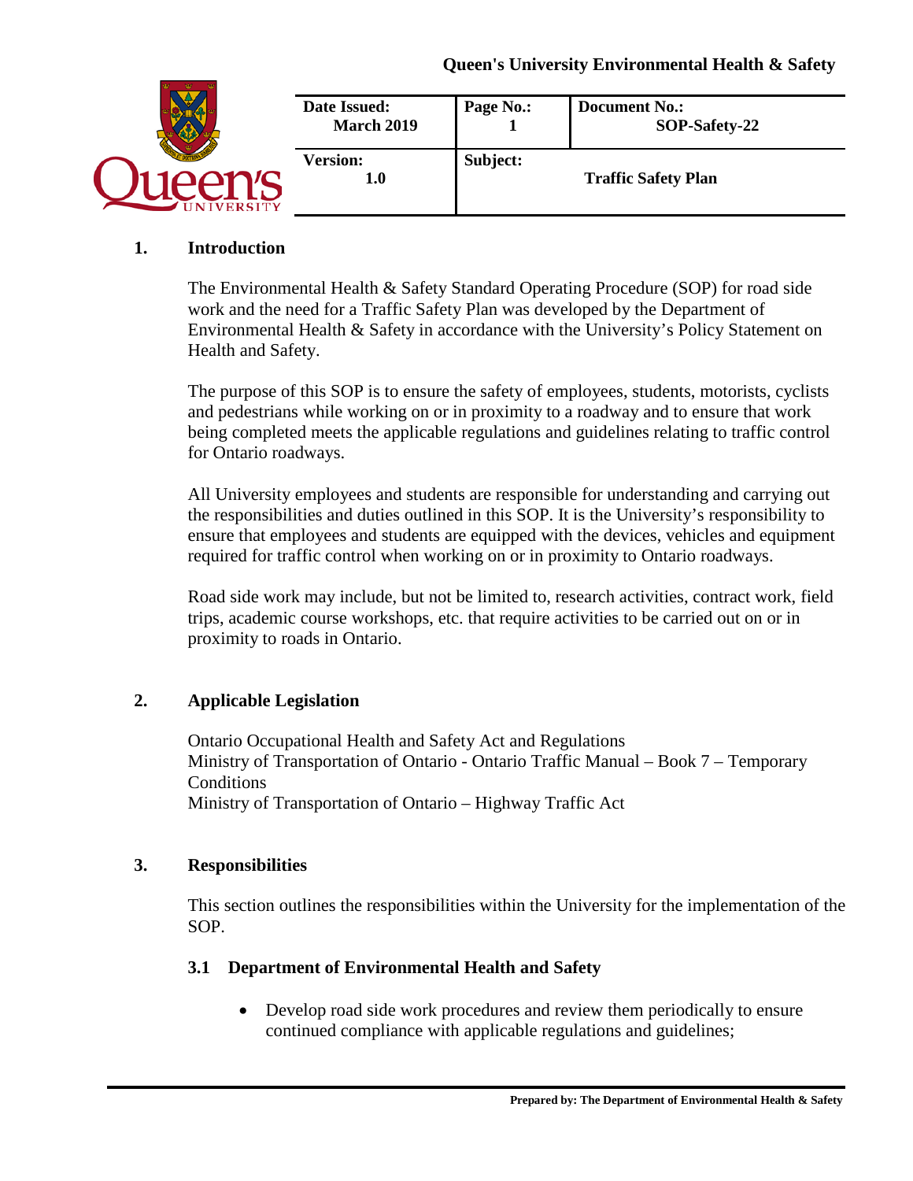**Queen's University Environmental Health & Safety**

| Date Issued: March 2019 | Page No.: 1 | Document No.: SOP-Safety-22 |
| --- | --- | --- |
| **Version:** 1.0 | **Subject:** | **Traffic Safety Plan** |

## 1. Introduction

The Environmental Health & Safety Standard Operating Procedure (SOP) for road side work and the need for a Traffic Safety Plan was developed by the Department of Environmental Health & Safety in accordance with the University's Policy Statement on Health and Safety.

The purpose of this SOP is to ensure the safety of employees, students, motorists, cyclists and pedestrians while working on or in proximity to a roadway and to ensure that work being completed meets the applicable regulations and guidelines relating to traffic control for Ontario roadways.

All University employees and students are responsible for understanding and carrying out the responsibilities and duties outlined in this SOP. It is the University's responsibility to ensure that employees and students are equipped with the devices, vehicles and equipment required for traffic control when working on or in proximity to Ontario roadways.

Road side work may include, but not be limited to, research activities, contract work, field trips, academic course workshops, etc. that require activities to be carried out on or in proximity to roads in Ontario.

## 2. Applicable Legislation

Ontario Occupational Health and Safety Act and Regulations
Ministry of Transportation of Ontario - Ontario Traffic Manual – Book 7 – Temporary Conditions
Ministry of Transportation of Ontario – Highway Traffic Act

## 3. Responsibilities

This section outlines the responsibilities within the University for the implementation of the SOP.

### 3.1 Department of Environmental Health and Safety

- Develop road side work procedures and review them periodically to ensure continued compliance with applicable regulations and guidelines;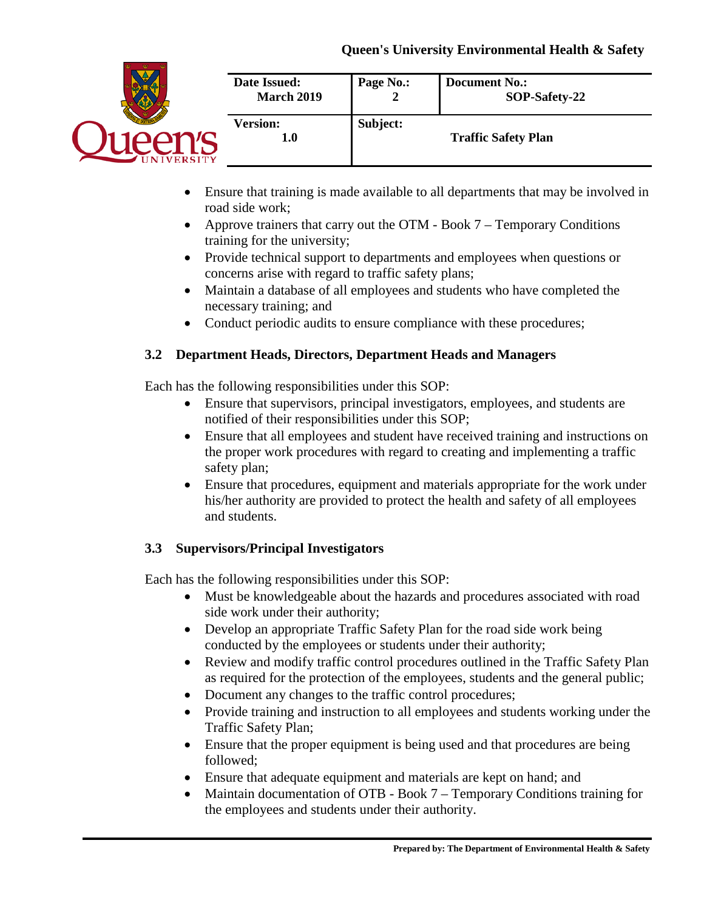- Ensure that training is made available to all departments that may be involved in road side work;
- Approve trainers that carry out the OTM - Book 7 – Temporary Conditions training for the university;
- Provide technical support to departments and employees when questions or concerns arise with regard to traffic safety plans;
- Maintain a database of all employees and students who have completed the necessary training; and
- Conduct periodic audits to ensure compliance with these procedures;

### 3.2 Department Heads, Directors, Department Heads and Managers

Each has the following responsibilities under this SOP:

- Ensure that supervisors, principal investigators, employees, and students are notified of their responsibilities under this SOP;
- Ensure that all employees and student have received training and instructions on the proper work procedures with regard to creating and implementing a traffic safety plan;
- Ensure that procedures, equipment and materials appropriate for the work under his/her authority are provided to protect the health and safety of all employees and students.

### 3.3 Supervisors/Principal Investigators

Each has the following responsibilities under this SOP:

- Must be knowledgeable about the hazards and procedures associated with road side work under their authority;
- Develop an appropriate Traffic Safety Plan for the road side work being conducted by the employees or students under their authority;
- Review and modify traffic control procedures outlined in the Traffic Safety Plan as required for the protection of the employees, students and the general public;
- Document any changes to the traffic control procedures;
- Provide training and instruction to all employees and students working under the Traffic Safety Plan;
- Ensure that the proper equipment is being used and that procedures are being followed;
- Ensure that adequate equipment and materials are kept on hand; and
- Maintain documentation of OTB - Book 7 – Temporary Conditions training for the employees and students under their authority.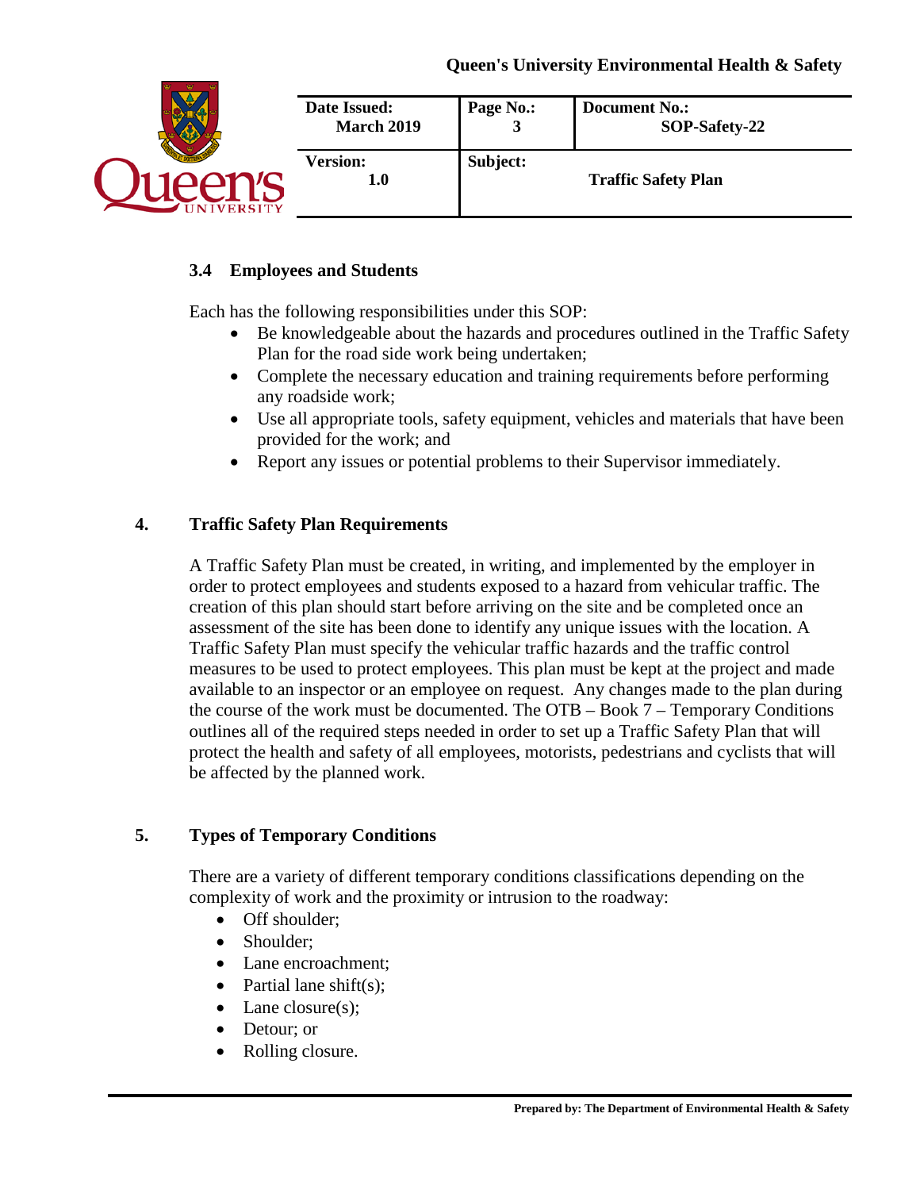### 3.4 Employees and Students

Each has the following responsibilities under this SOP:

- Be knowledgeable about the hazards and procedures outlined in the Traffic Safety Plan for the road side work being undertaken;
- Complete the necessary education and training requirements before performing any roadside work;
- Use all appropriate tools, safety equipment, vehicles and materials that have been provided for the work; and
- Report any issues or potential problems to their Supervisor immediately.

## 4. Traffic Safety Plan Requirements

A Traffic Safety Plan must be created, in writing, and implemented by the employer in order to protect employees and students exposed to a hazard from vehicular traffic. The creation of this plan should start before arriving on the site and be completed once an assessment of the site has been done to identify any unique issues with the location. A Traffic Safety Plan must specify the vehicular traffic hazards and the traffic control measures to be used to protect employees. This plan must be kept at the project and made available to an inspector or an employee on request. Any changes made to the plan during the course of the work must be documented. The OTB – Book 7 – Temporary Conditions outlines all of the required steps needed in order to set up a Traffic Safety Plan that will protect the health and safety of all employees, motorists, pedestrians and cyclists that will be affected by the planned work.

## 5. Types of Temporary Conditions

There are a variety of different temporary conditions classifications depending on the complexity of work and the proximity or intrusion to the roadway:

- Off shoulder;
- Shoulder;
- Lane encroachment;
- Partial lane shift(s);
- Lane closure(s);
- Detour; or
- Rolling closure.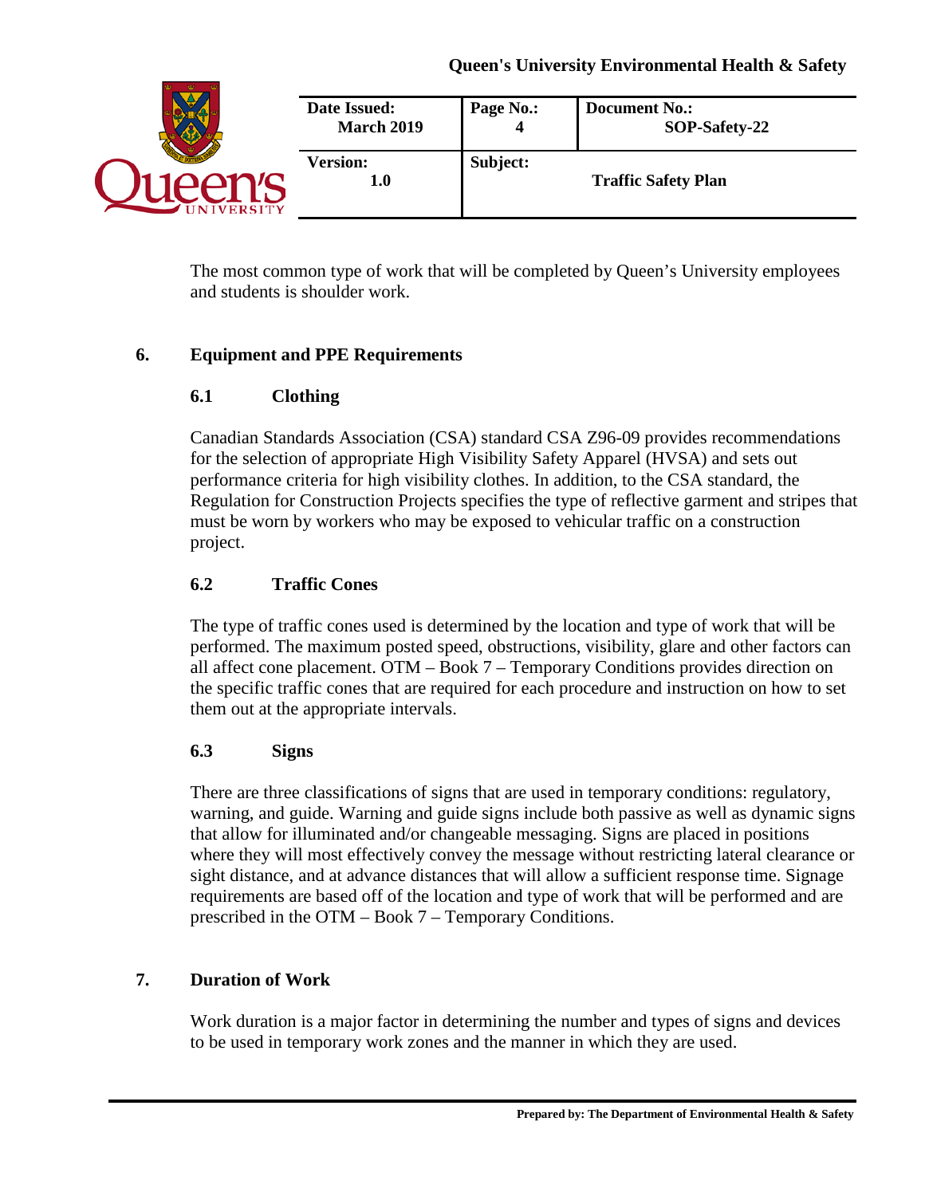The most common type of work that will be completed by Queen's University employees and students is shoulder work.

## 6. Equipment and PPE Requirements

### 6.1 Clothing

Canadian Standards Association (CSA) standard CSA Z96-09 provides recommendations for the selection of appropriate High Visibility Safety Apparel (HVSA) and sets out performance criteria for high visibility clothes. In addition, to the CSA standard, the Regulation for Construction Projects specifies the type of reflective garment and stripes that must be worn by workers who may be exposed to vehicular traffic on a construction project.

### 6.2 Traffic Cones

The type of traffic cones used is determined by the location and type of work that will be performed. The maximum posted speed, obstructions, visibility, glare and other factors can all affect cone placement. OTM – Book 7 – Temporary Conditions provides direction on the specific traffic cones that are required for each procedure and instruction on how to set them out at the appropriate intervals.

### 6.3 Signs

There are three classifications of signs that are used in temporary conditions: regulatory, warning, and guide. Warning and guide signs include both passive as well as dynamic signs that allow for illuminated and/or changeable messaging. Signs are placed in positions where they will most effectively convey the message without restricting lateral clearance or sight distance, and at advance distances that will allow a sufficient response time. Signage requirements are based off of the location and type of work that will be performed and are prescribed in the OTM – Book 7 – Temporary Conditions.

## 7. Duration of Work

Work duration is a major factor in determining the number and types of signs and devices to be used in temporary work zones and the manner in which they are used.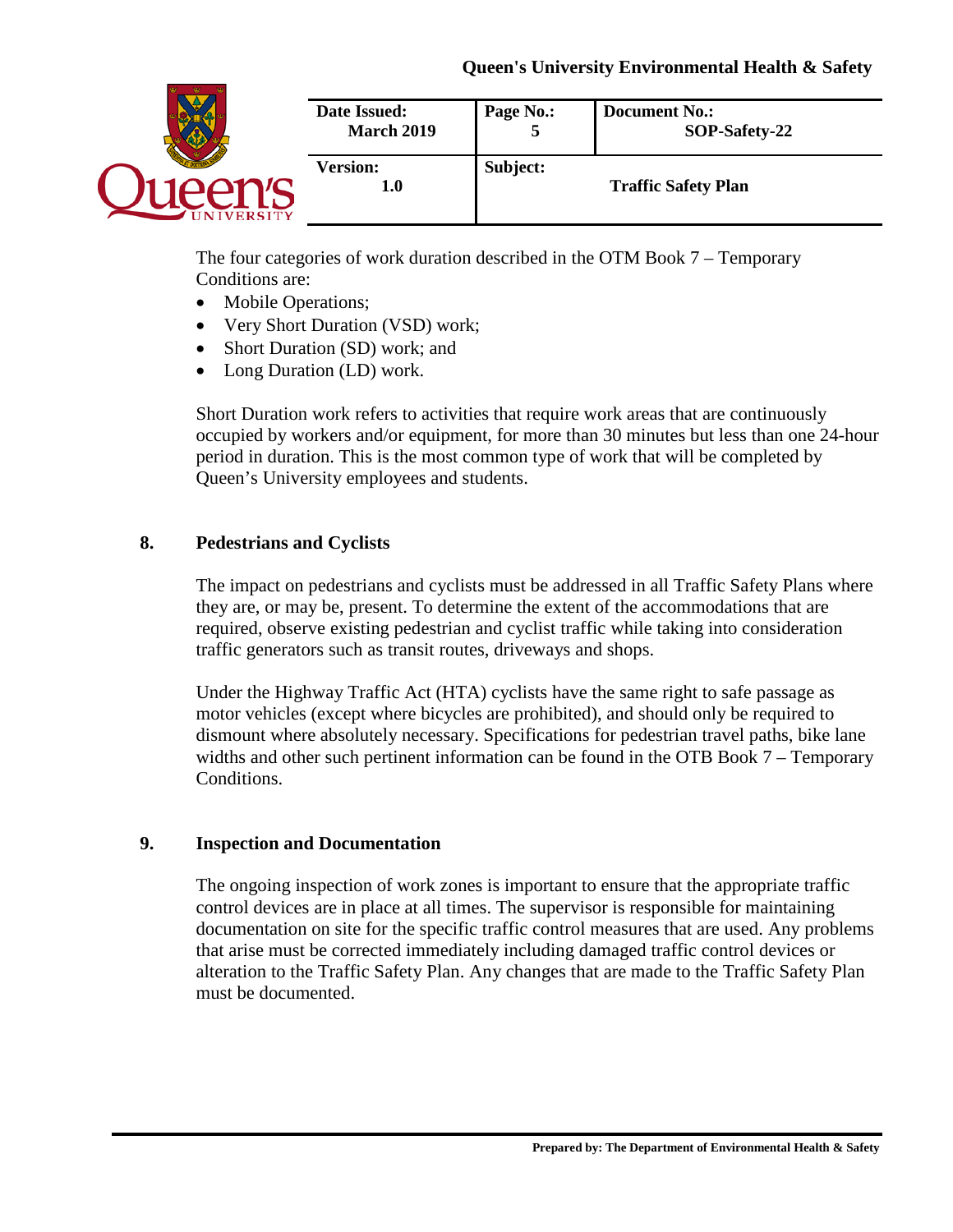The four categories of work duration described in the OTM Book 7 – Temporary Conditions are:

- Mobile Operations;
- Very Short Duration (VSD) work;
- Short Duration (SD) work; and
- Long Duration (LD) work.

Short Duration work refers to activities that require work areas that are continuously occupied by workers and/or equipment, for more than 30 minutes but less than one 24-hour period in duration. This is the most common type of work that will be completed by Queen's University employees and students.

## 8. Pedestrians and Cyclists

The impact on pedestrians and cyclists must be addressed in all Traffic Safety Plans where they are, or may be, present. To determine the extent of the accommodations that are required, observe existing pedestrian and cyclist traffic while taking into consideration traffic generators such as transit routes, driveways and shops.

Under the Highway Traffic Act (HTA) cyclists have the same right to safe passage as motor vehicles (except where bicycles are prohibited), and should only be required to dismount where absolutely necessary. Specifications for pedestrian travel paths, bike lane widths and other such pertinent information can be found in the OTB Book 7 – Temporary Conditions.

## 9. Inspection and Documentation

The ongoing inspection of work zones is important to ensure that the appropriate traffic control devices are in place at all times. The supervisor is responsible for maintaining documentation on site for the specific traffic control measures that are used. Any problems that arise must be corrected immediately including damaged traffic control devices or alteration to the Traffic Safety Plan. Any changes that are made to the Traffic Safety Plan must be documented.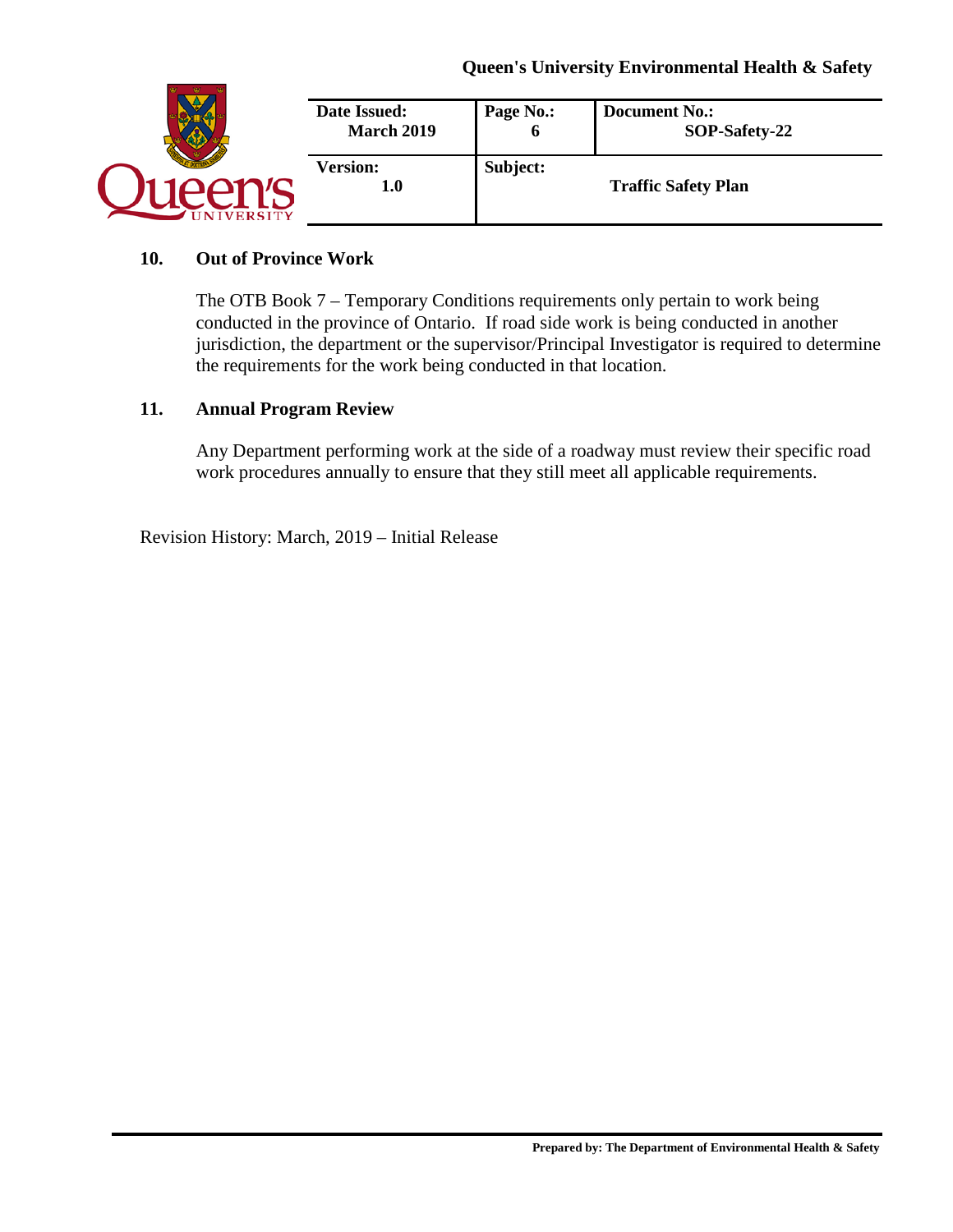## 10. Out of Province Work

The OTB Book 7 – Temporary Conditions requirements only pertain to work being conducted in the province of Ontario. If road side work is being conducted in another jurisdiction, the department or the supervisor/Principal Investigator is required to determine the requirements for the work being conducted in that location.

## 11. Annual Program Review

Any Department performing work at the side of a roadway must review their specific road work procedures annually to ensure that they still meet all applicable requirements.

Revision History: March, 2019 – Initial Release